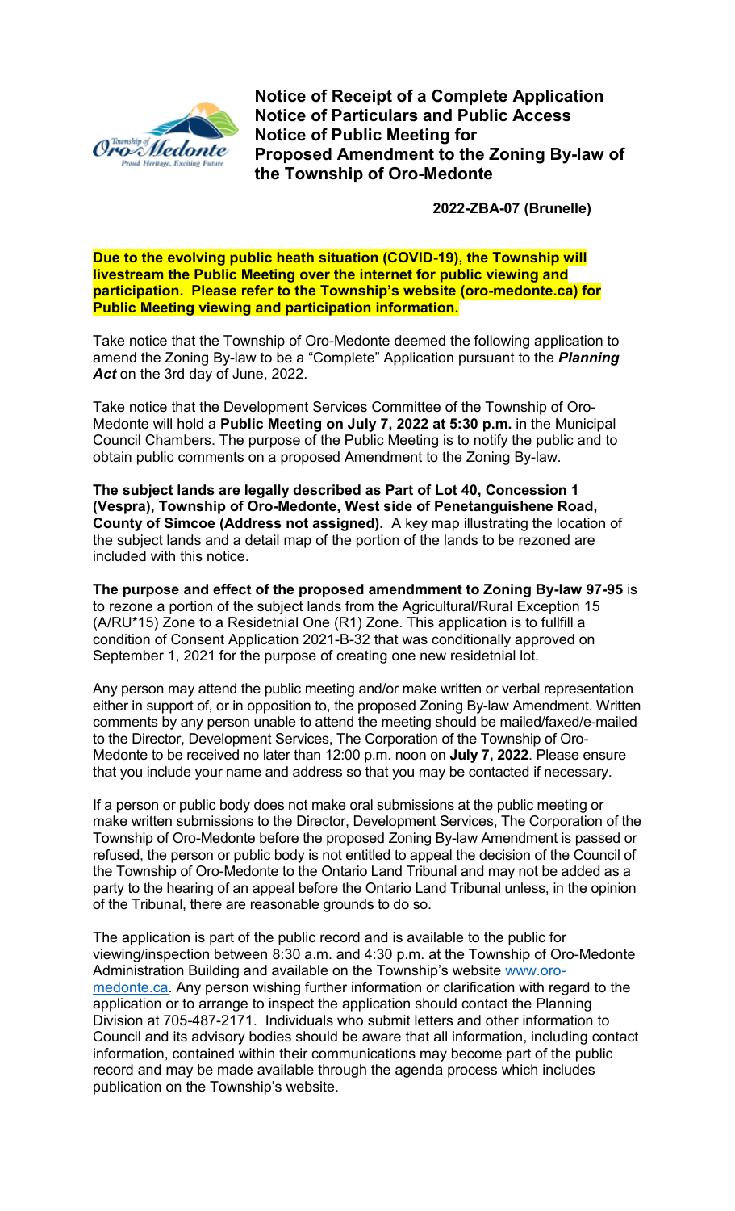# Notice of Receipt of a Complete Application
# Notice of Particulars and Public Access
# Notice of Public Meeting for
# Proposed Amendment to the Zoning By-law of the Township of Oro-Medonte

**2022-ZBA-07 (Brunelle)**

**Due to the evolving public heath situation (COVID-19), the Township will livestream the Public Meeting over the internet for public viewing and participation. Please refer to the Township's website (oro-medonte.ca) for Public Meeting viewing and participation information.**

Take notice that the Township of Oro-Medonte deemed the following application to amend the Zoning By-law to be a "Complete" Application pursuant to the ***Planning Act*** on the 3rd day of June, 2022.

Take notice that the Development Services Committee of the Township of Oro-Medonte will hold a **Public Meeting on July 7, 2022 at 5:30 p.m.** in the Municipal Council Chambers. The purpose of the Public Meeting is to notify the public and to obtain public comments on a proposed Amendment to the Zoning By-law.

**The subject lands are legally described as Part of Lot 40, Concession 1 (Vespra), Township of Oro-Medonte, West side of Penetanguishene Road, County of Simcoe (Address not assigned).** A key map illustrating the location of the subject lands and a detail map of the portion of the lands to be rezoned are included with this notice.

**The purpose and effect of the proposed amendmment to Zoning By-law 97-95** is to rezone a portion of the subject lands from the Agricultural/Rural Exception 15 (A/RU*15) Zone to a Residetnial One (R1) Zone. This application is to fullfill a condition of Consent Application 2021-B-32 that was conditionally approved on September 1, 2021 for the purpose of creating one new residetnial lot.

Any person may attend the public meeting and/or make written or verbal representation either in support of, or in opposition to, the proposed Zoning By-law Amendment. Written comments by any person unable to attend the meeting should be mailed/faxed/e-mailed to the Director, Development Services, The Corporation of the Township of Oro-Medonte to be received no later than 12:00 p.m. noon on **July 7, 2022**. Please ensure that you include your name and address so that you may be contacted if necessary.

If a person or public body does not make oral submissions at the public meeting or make written submissions to the Director, Development Services, The Corporation of the Township of Oro-Medonte before the proposed Zoning By-law Amendment is passed or refused, the person or public body is not entitled to appeal the decision of the Council of the Township of Oro-Medonte to the Ontario Land Tribunal and may not be added as a party to the hearing of an appeal before the Ontario Land Tribunal unless, in the opinion of the Tribunal, there are reasonable grounds to do so.

The application is part of the public record and is available to the public for viewing/inspection between 8:30 a.m. and 4:30 p.m. at the Township of Oro-Medonte Administration Building and available on the Township's website [www.oro-medonte.ca](www.oro-medonte.ca). Any person wishing further information or clarification with regard to the application or to arrange to inspect the application should contact the Planning Division at 705-487-2171. Individuals who submit letters and other information to Council and its advisory bodies should be aware that all information, including contact information, contained within their communications may become part of the public record and may be made available through the agenda process which includes publication on the Township's website.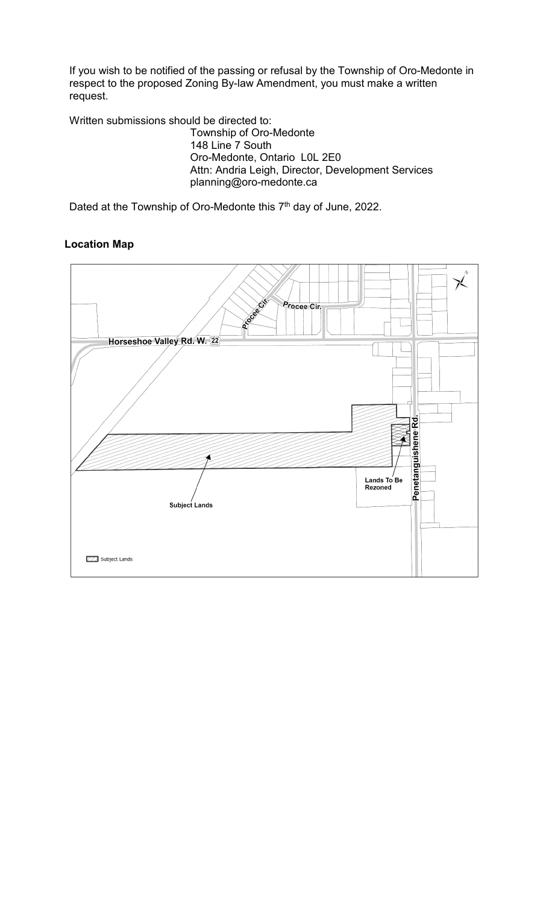If you wish to be notified of the passing or refusal by the Township of Oro-Medonte in respect to the proposed Zoning By-law Amendment, you must make a written request.

Written submissions should be directed to:

Township of Oro-Medonte
148 Line 7 South
Oro-Medonte, Ontario L0L 2E0
Attn: Andria Leigh, Director, Development Services
planning@oro-medonte.ca

Dated at the Township of Oro-Medonte this 7th day of June, 2022.

**Location Map**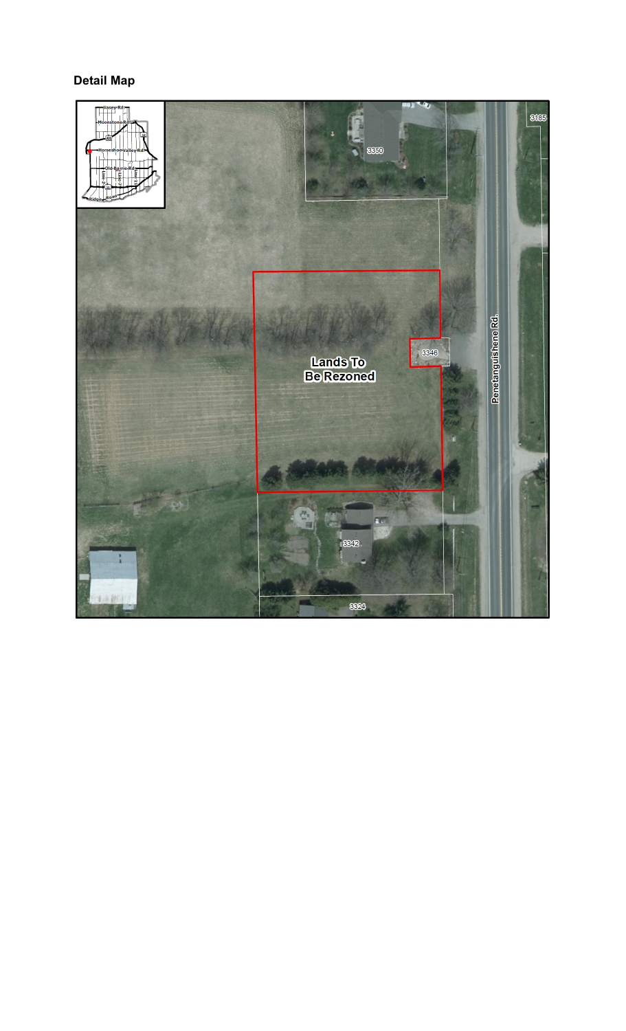**Detail Map**

Vasey Rd
Moonstone Rd
Horseshoe Valley Rd
Old Barrie Rd
Ridge Road

3185
3350
3346
Lands To Be Rezoned
Penetanguishene Rd.
3342
3324